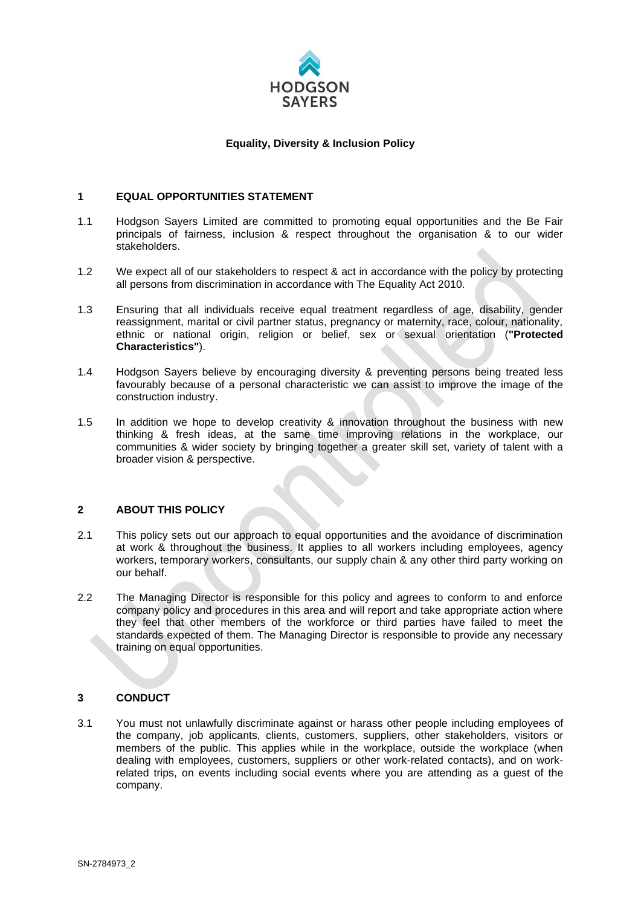HODGSON SAYERS

**Equality, Diversity & Inclusion Policy**

## 1 EQUAL OPPORTUNITIES STATEMENT

1.1 Hodgson Sayers Limited are committed to promoting equal opportunities and the Be Fair principals of fairness, inclusion & respect throughout the organisation & to our wider stakeholders.

1.2 We expect all of our stakeholders to respect & act in accordance with the policy by protecting all persons from discrimination in accordance with The Equality Act 2010.

1.3 Ensuring that all individuals receive equal treatment regardless of age, disability, gender reassignment, marital or civil partner status, pregnancy or maternity, race, colour, nationality, ethnic or national origin, religion or belief, sex or sexual orientation (**"Protected Characteristics"**).

1.4 Hodgson Sayers believe by encouraging diversity & preventing persons being treated less favourably because of a personal characteristic we can assist to improve the image of the construction industry.

1.5 In addition we hope to develop creativity & innovation throughout the business with new thinking & fresh ideas, at the same time improving relations in the workplace, our communities & wider society by bringing together a greater skill set, variety of talent with a broader vision & perspective.

## 2 ABOUT THIS POLICY

2.1 This policy sets out our approach to equal opportunities and the avoidance of discrimination at work & throughout the business. It applies to all workers including employees, agency workers, temporary workers, consultants, our supply chain & any other third party working on our behalf.

2.2 The Managing Director is responsible for this policy and agrees to conform to and enforce company policy and procedures in this area and will report and take appropriate action where they feel that other members of the workforce or third parties have failed to meet the standards expected of them. The Managing Director is responsible to provide any necessary training on equal opportunities.

## 3 CONDUCT

3.1 You must not unlawfully discriminate against or harass other people including employees of the company, job applicants, clients, customers, suppliers, other stakeholders, visitors or members of the public. This applies while in the workplace, outside the workplace (when dealing with employees, customers, suppliers or other work-related contacts), and on work-related trips, on events including social events where you are attending as a guest of the company.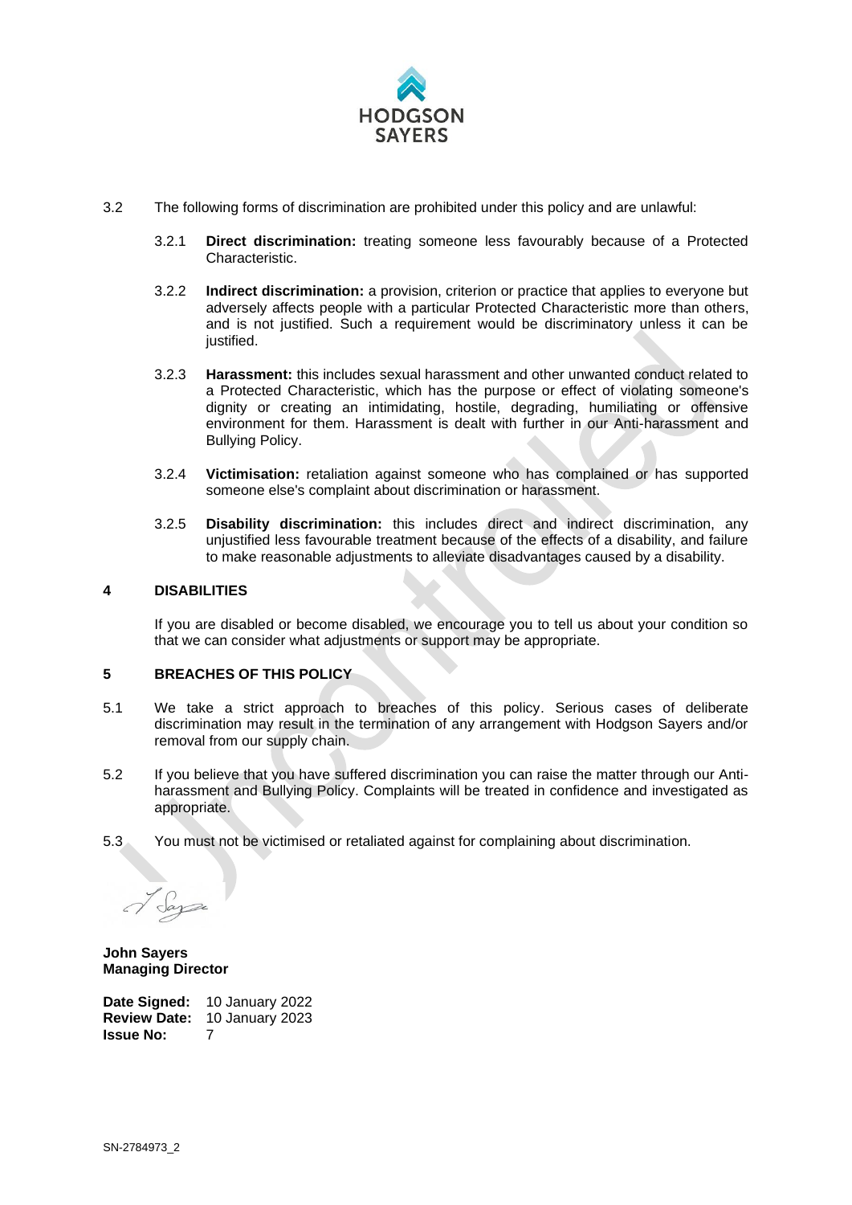3.2 The following forms of discrimination are prohibited under this policy and are unlawful:

3.2.1 **Direct discrimination:** treating someone less favourably because of a Protected Characteristic.

3.2.2 **Indirect discrimination:** a provision, criterion or practice that applies to everyone but adversely affects people with a particular Protected Characteristic more than others, and is not justified. Such a requirement would be discriminatory unless it can be justified.

3.2.3 **Harassment:** this includes sexual harassment and other unwanted conduct related to a Protected Characteristic, which has the purpose or effect of violating someone's dignity or creating an intimidating, hostile, degrading, humiliating or offensive environment for them. Harassment is dealt with further in our Anti-harassment and Bullying Policy.

3.2.4 **Victimisation:** retaliation against someone who has complained or has supported someone else's complaint about discrimination or harassment.

3.2.5 **Disability discrimination:** this includes direct and indirect discrimination, any unjustified less favourable treatment because of the effects of a disability, and failure to make reasonable adjustments to alleviate disadvantages caused by a disability.

## 4 DISABILITIES

If you are disabled or become disabled, we encourage you to tell us about your condition so that we can consider what adjustments or support may be appropriate.

## 5 BREACHES OF THIS POLICY

5.1 We take a strict approach to breaches of this policy. Serious cases of deliberate discrimination may result in the termination of any arrangement with Hodgson Sayers and/or removal from our supply chain.

5.2 If you believe that you have suffered discrimination you can raise the matter through our Anti-harassment and Bullying Policy. Complaints will be treated in confidence and investigated as appropriate.

5.3 You must not be victimised or retaliated against for complaining about discrimination.

**John Sayers**
**Managing Director**

**Date Signed:** 10 January 2022
**Review Date:** 10 January 2023
**Issue No:** 7

SN-2784973_2